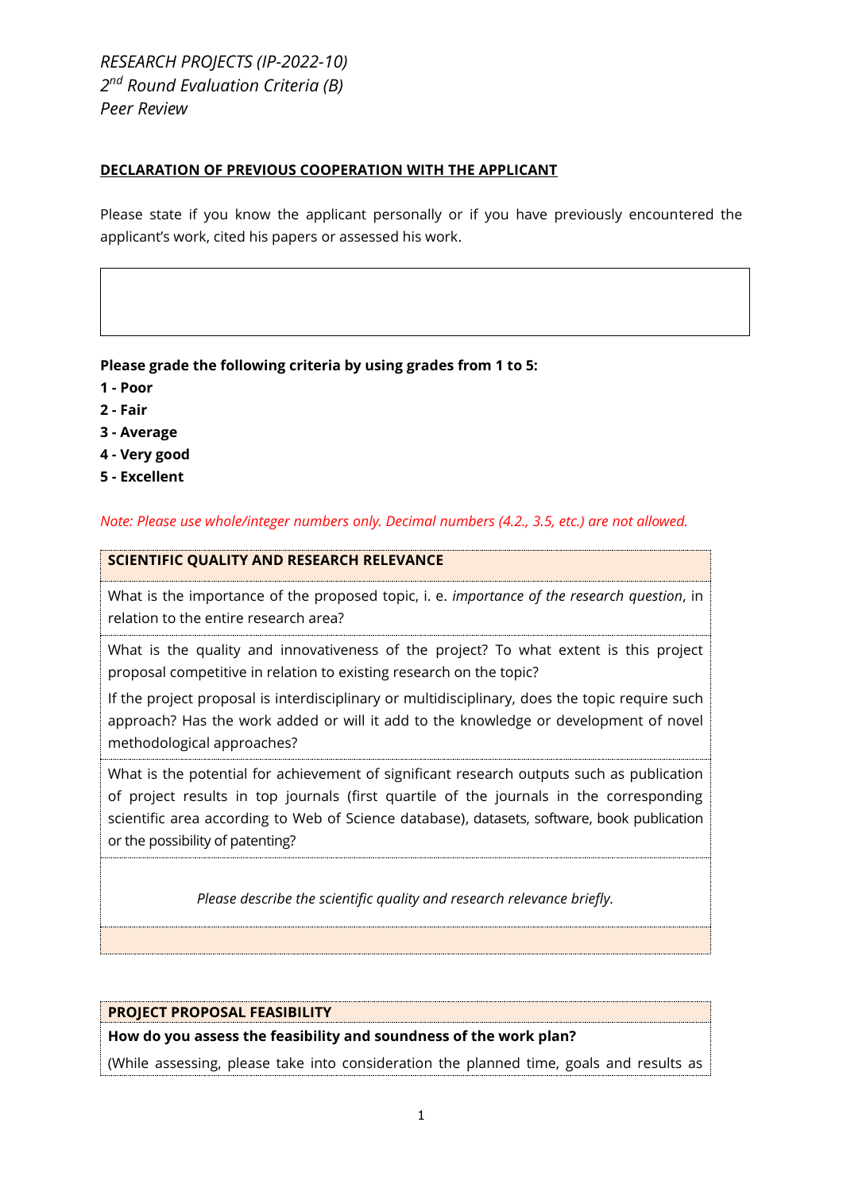*RESEARCH PROJECTS (IP-2022-10)*
*2nd Round Evaluation Criteria (B)*
*Peer Review*

**DECLARATION OF PREVIOUS COOPERATION WITH THE APPLICANT**

Please state if you know the applicant personally or if you have previously encountered the applicant's work, cited his papers or assessed his work.

| |
|---|
| |

**Please grade the following criteria by using grades from 1 to 5:**

**1 - Poor**
**2 - Fair**
**3 - Average**
**4 - Very good**
**5 - Excellent**

*Note: Please use whole/integer numbers only. Decimal numbers (4.2., 3.5, etc.) are not allowed.*

| **SCIENTIFIC QUALITY AND RESEARCH RELEVANCE** |
|---|
| What is the importance of the proposed topic, i. e. *importance of the research question*, in relation to the entire research area? |
| What is the quality and innovativeness of the project? To what extent is this project proposal competitive in relation to existing research on the topic? If the project proposal is interdisciplinary or multidisciplinary, does the topic require such approach? Has the work added or will it add to the knowledge or development of novel methodological approaches? |
| What is the potential for achievement of significant research outputs such as publication of project results in top journals (first quartile of the journals in the corresponding scientific area according to Web of Science database), datasets, software, book publication or the possibility of patenting? |
| *Please describe the scientific quality and research relevance briefly.* |
| |

| **PROJECT PROPOSAL FEASIBILITY** |
|---|
| **How do you assess the feasibility and soundness of the work plan?** |
| (While assessing, please take into consideration the planned time, goals and results as |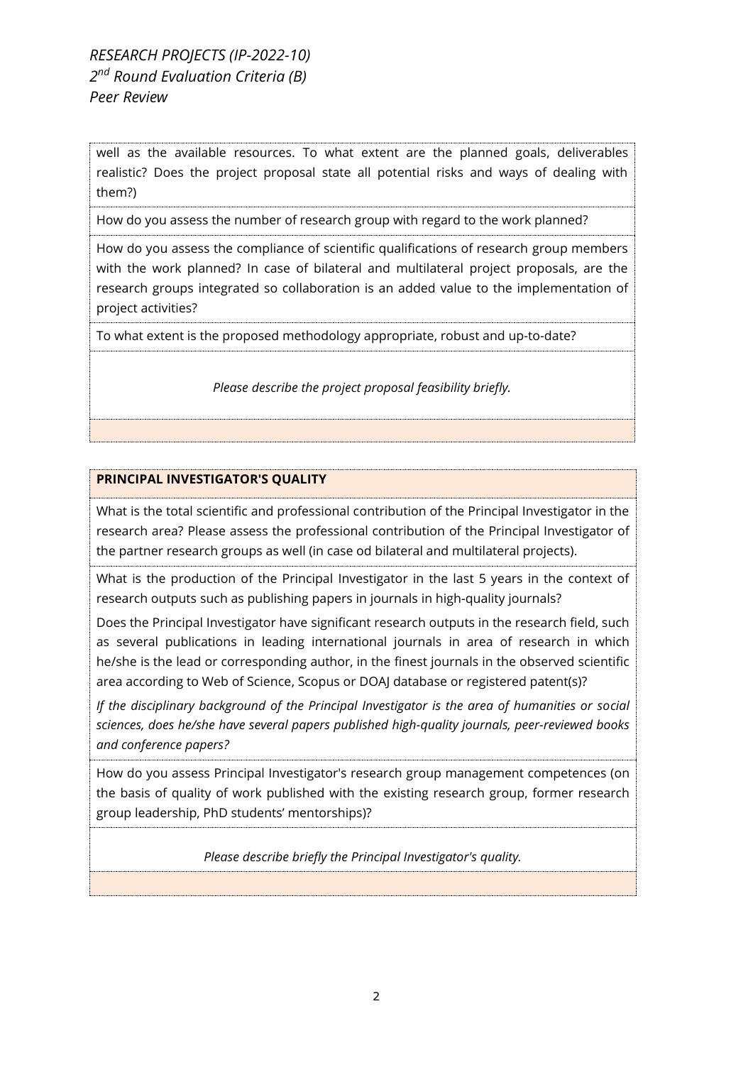well as the available resources. To what extent are the planned goals, deliverables realistic? Does the project proposal state all potential risks and ways of dealing with them?)

How do you assess the number of research group with regard to the work planned?

How do you assess the compliance of scientific qualifications of research group members with the work planned? In case of bilateral and multilateral project proposals, are the research groups integrated so collaboration is an added value to the implementation of project activities?

To what extent is the proposed methodology appropriate, robust and up-to-date?

*Please describe the project proposal feasibility briefly.*

**PRINCIPAL INVESTIGATOR'S QUALITY**

What is the total scientific and professional contribution of the Principal Investigator in the research area? Please assess the professional contribution of the Principal Investigator of the partner research groups as well (in case od bilateral and multilateral projects).

What is the production of the Principal Investigator in the last 5 years in the context of research outputs such as publishing papers in journals in high-quality journals?

Does the Principal Investigator have significant research outputs in the research field, such as several publications in leading international journals in area of research in which he/she is the lead or corresponding author, in the finest journals in the observed scientific area according to Web of Science, Scopus or DOAJ database or registered patent(s)?

*If the disciplinary background of the Principal Investigator is the area of humanities or social sciences, does he/she have several papers published high-quality journals, peer-reviewed books and conference papers?*

How do you assess Principal Investigator's research group management competences (on the basis of quality of work published with the existing research group, former research group leadership, PhD students' mentorships)?

*Please describe briefly the Principal Investigator's quality.*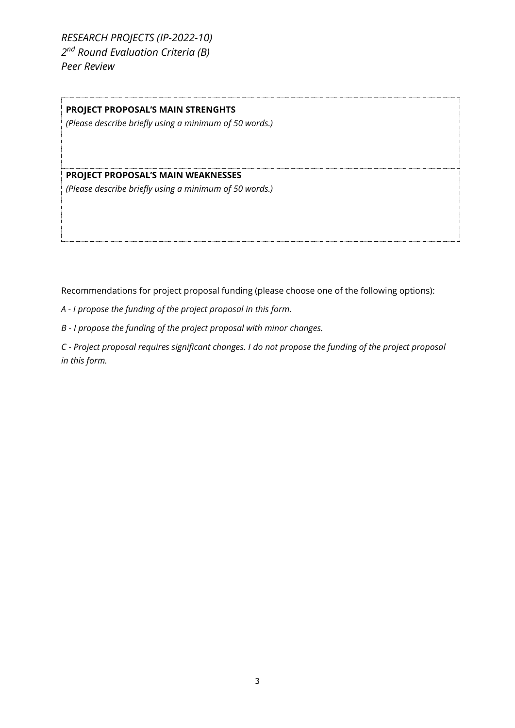*RESEARCH PROJECTS (IP-2022-10)*
*2nd Round Evaluation Criteria (B)*
*Peer Review*

| |
|---|
| **PROJECT PROPOSAL'S MAIN STRENGHTS**<br>*(Please describe briefly using a minimum of 50 words.)* |
| **PROJECT PROPOSAL'S MAIN WEAKNESSES**<br>*(Please describe briefly using a minimum of 50 words.)* |

Recommendations for project proposal funding (please choose one of the following options):

*A - I propose the funding of the project proposal in this form.*

*B - I propose the funding of the project proposal with minor changes.*

*C - Project proposal requires significant changes. I do not propose the funding of the project proposal in this form.*